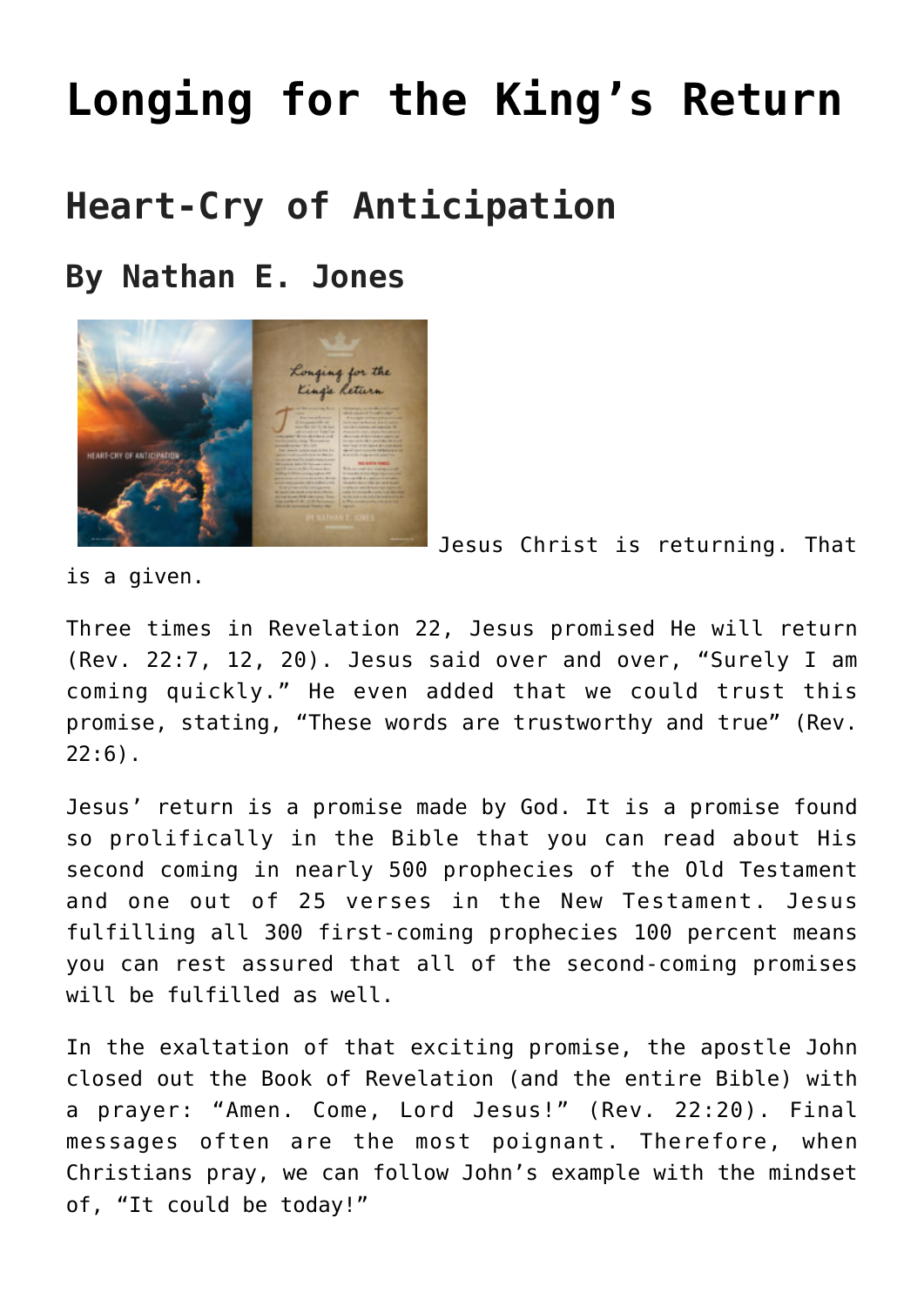# Longing for the King's Return

## Heart-Cry of Anticipation

### By Nathan E. Jones

Jesus Christ is returning. That is a given.

Three times in Revelation 22, Jesus promised He will return (Rev. 22:7, 12, 20). Jesus said over and over, "Surely I am coming quickly." He even added that we could trust this promise, stating, "These words are trustworthy and true" (Rev. 22:6).

Jesus' return is a promise made by God. It is a promise found so prolifically in the Bible that you can read about His second coming in nearly 500 prophecies of the Old Testament and one out of 25 verses in the New Testament. Jesus fulfilling all 300 first-coming prophecies 100 percent means you can rest assured that all of the second-coming promises will be fulfilled as well.

In the exaltation of that exciting promise, the apostle John closed out the Book of Revelation (and the entire Bible) with a prayer: "Amen. Come, Lord Jesus!" (Rev. 22:20). Final messages often are the most poignant. Therefore, when Christians pray, we can follow John's example with the mindset of, "It could be today!"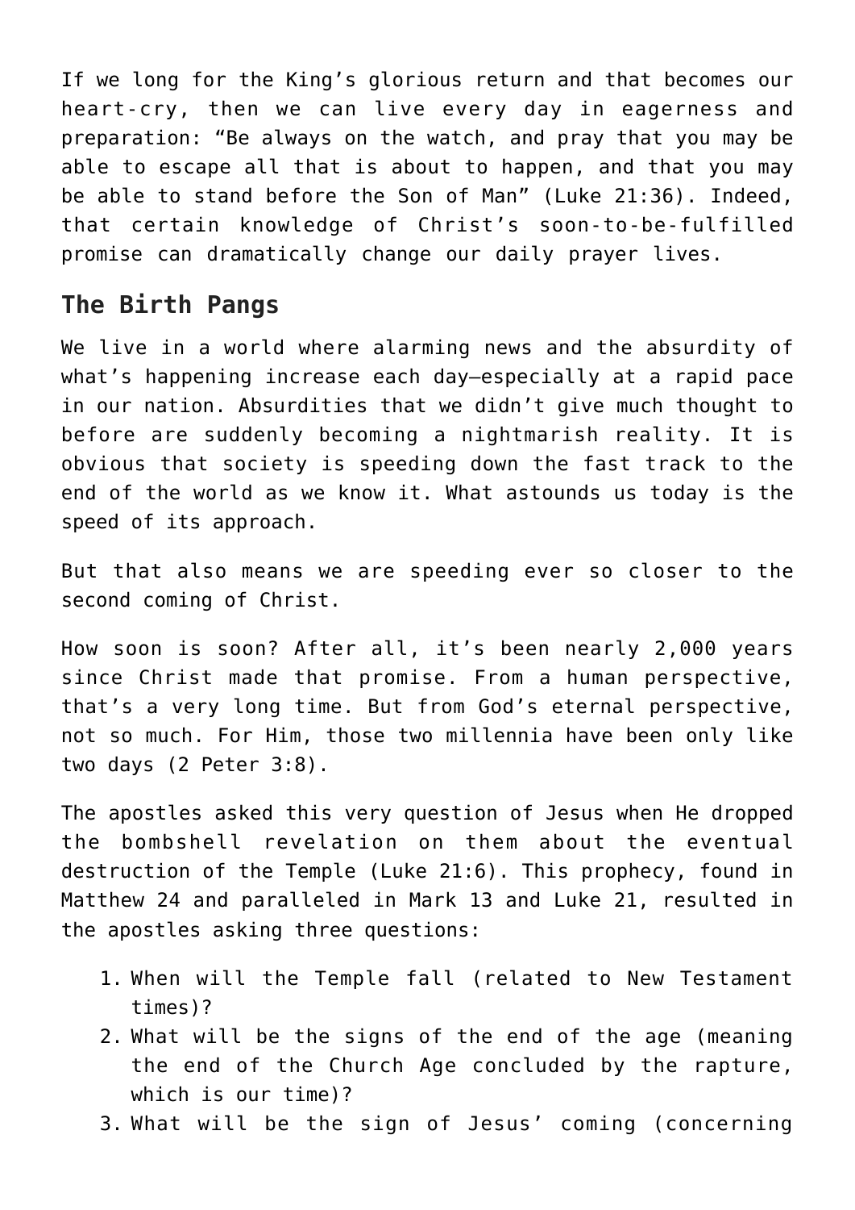If we long for the King's glorious return and that becomes our heart-cry, then we can live every day in eagerness and preparation: "Be always on the watch, and pray that you may be able to escape all that is about to happen, and that you may be able to stand before the Son of Man" (Luke 21:36). Indeed, that certain knowledge of Christ's soon-to-be-fulfilled promise can dramatically change our daily prayer lives.

## The Birth Pangs

We live in a world where alarming news and the absurdity of what's happening increase each day—especially at a rapid pace in our nation. Absurdities that we didn't give much thought to before are suddenly becoming a nightmarish reality. It is obvious that society is speeding down the fast track to the end of the world as we know it. What astounds us today is the speed of its approach.

But that also means we are speeding ever so closer to the second coming of Christ.

How soon is soon? After all, it's been nearly 2,000 years since Christ made that promise. From a human perspective, that's a very long time. But from God's eternal perspective, not so much. For Him, those two millennia have been only like two days (2 Peter 3:8).

The apostles asked this very question of Jesus when He dropped the bombshell revelation on them about the eventual destruction of the Temple (Luke 21:6). This prophecy, found in Matthew 24 and paralleled in Mark 13 and Luke 21, resulted in the apostles asking three questions:

1. When will the Temple fall (related to New Testament times)?
2. What will be the signs of the end of the age (meaning the end of the Church Age concluded by the rapture, which is our time)?
3. What will be the sign of Jesus' coming (concerning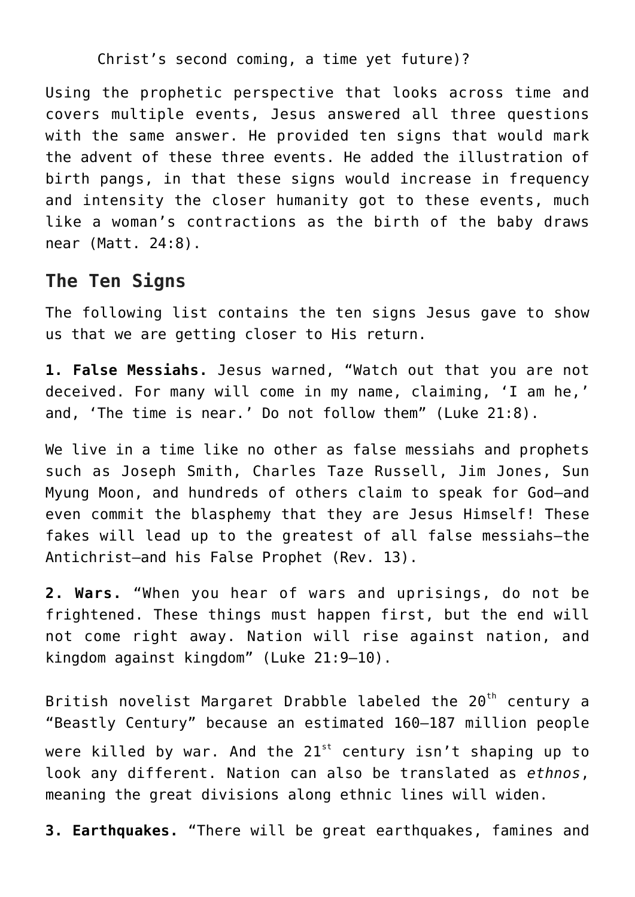Christ’s second coming, a time yet future)?

Using the prophetic perspective that looks across time and covers multiple events, Jesus answered all three questions with the same answer. He provided ten signs that would mark the advent of these three events. He added the illustration of birth pangs, in that these signs would increase in frequency and intensity the closer humanity got to these events, much like a woman’s contractions as the birth of the baby draws near (Matt. 24:8).

## The Ten Signs

The following list contains the ten signs Jesus gave to show us that we are getting closer to His return.

**1. False Messiahs.** Jesus warned, “Watch out that you are not deceived. For many will come in my name, claiming, ‘I am he,’ and, ‘The time is near.’ Do not follow them” (Luke 21:8).

We live in a time like no other as false messiahs and prophets such as Joseph Smith, Charles Taze Russell, Jim Jones, Sun Myung Moon, and hundreds of others claim to speak for God—and even commit the blasphemy that they are Jesus Himself! These fakes will lead up to the greatest of all false messiahs—the Antichrist—and his False Prophet (Rev. 13).

**2. Wars.** “When you hear of wars and uprisings, do not be frightened. These things must happen first, but the end will not come right away. Nation will rise against nation, and kingdom against kingdom” (Luke 21:9–10).

British novelist Margaret Drabble labeled the 20th century a “Beastly Century” because an estimated 160–187 million people were killed by war. And the 21st century isn’t shaping up to look any different. Nation can also be translated as *ethnos*, meaning the great divisions along ethnic lines will widen.

**3. Earthquakes.** “There will be great earthquakes, famines and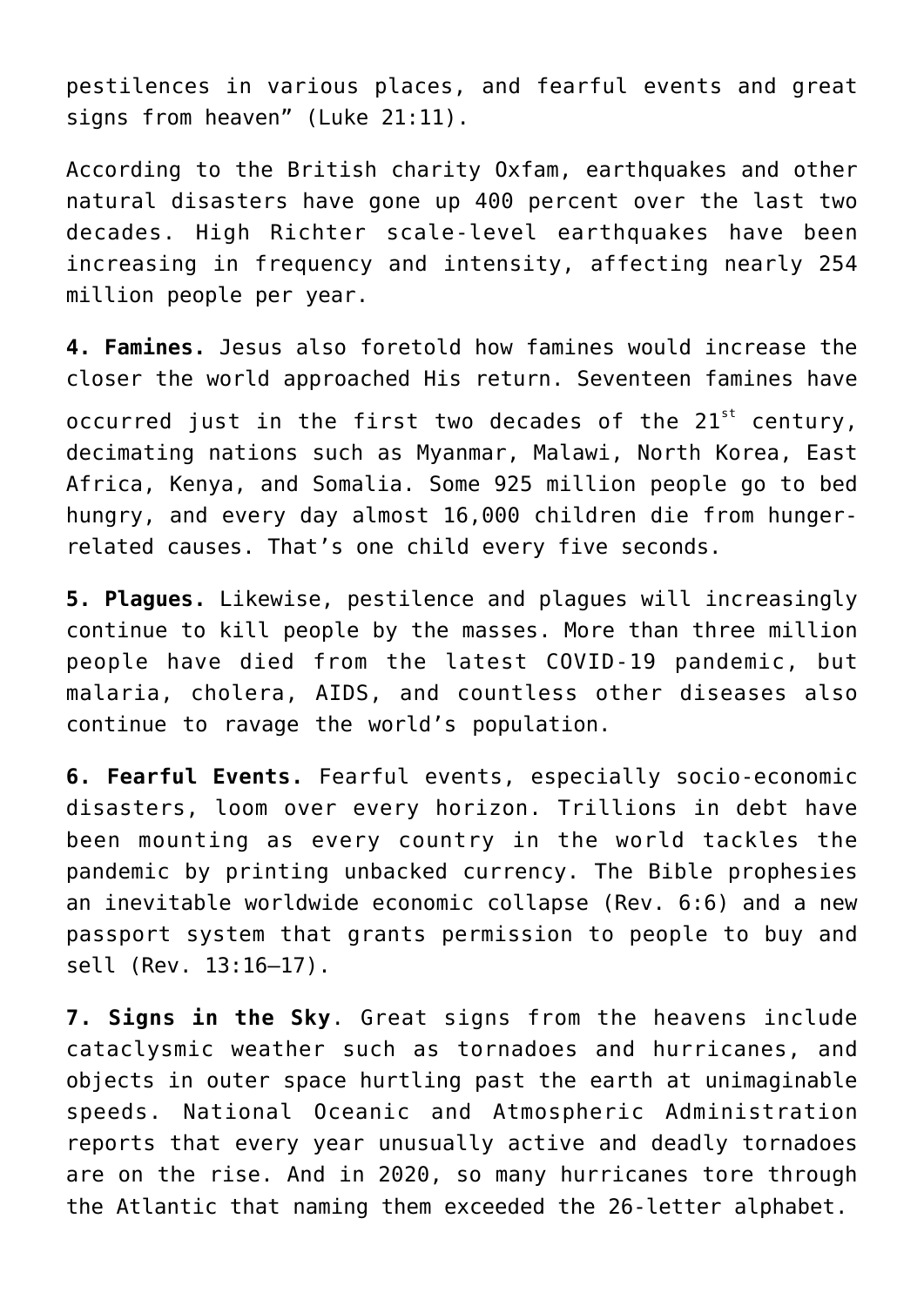pestilences in various places, and fearful events and great signs from heaven" (Luke 21:11).

According to the British charity Oxfam, earthquakes and other natural disasters have gone up 400 percent over the last two decades. High Richter scale-level earthquakes have been increasing in frequency and intensity, affecting nearly 254 million people per year.

**4. Famines.** Jesus also foretold how famines would increase the closer the world approached His return. Seventeen famines have occurred just in the first two decades of the 21st century, decimating nations such as Myanmar, Malawi, North Korea, East Africa, Kenya, and Somalia. Some 925 million people go to bed hungry, and every day almost 16,000 children die from hunger-related causes. That's one child every five seconds.

**5. Plagues.** Likewise, pestilence and plagues will increasingly continue to kill people by the masses. More than three million people have died from the latest COVID-19 pandemic, but malaria, cholera, AIDS, and countless other diseases also continue to ravage the world's population.

**6. Fearful Events.** Fearful events, especially socio-economic disasters, loom over every horizon. Trillions in debt have been mounting as every country in the world tackles the pandemic by printing unbacked currency. The Bible prophesies an inevitable worldwide economic collapse (Rev. 6:6) and a new passport system that grants permission to people to buy and sell (Rev. 13:16–17).

**7. Signs in the Sky**. Great signs from the heavens include cataclysmic weather such as tornadoes and hurricanes, and objects in outer space hurtling past the earth at unimaginable speeds. National Oceanic and Atmospheric Administration reports that every year unusually active and deadly tornadoes are on the rise. And in 2020, so many hurricanes tore through the Atlantic that naming them exceeded the 26-letter alphabet.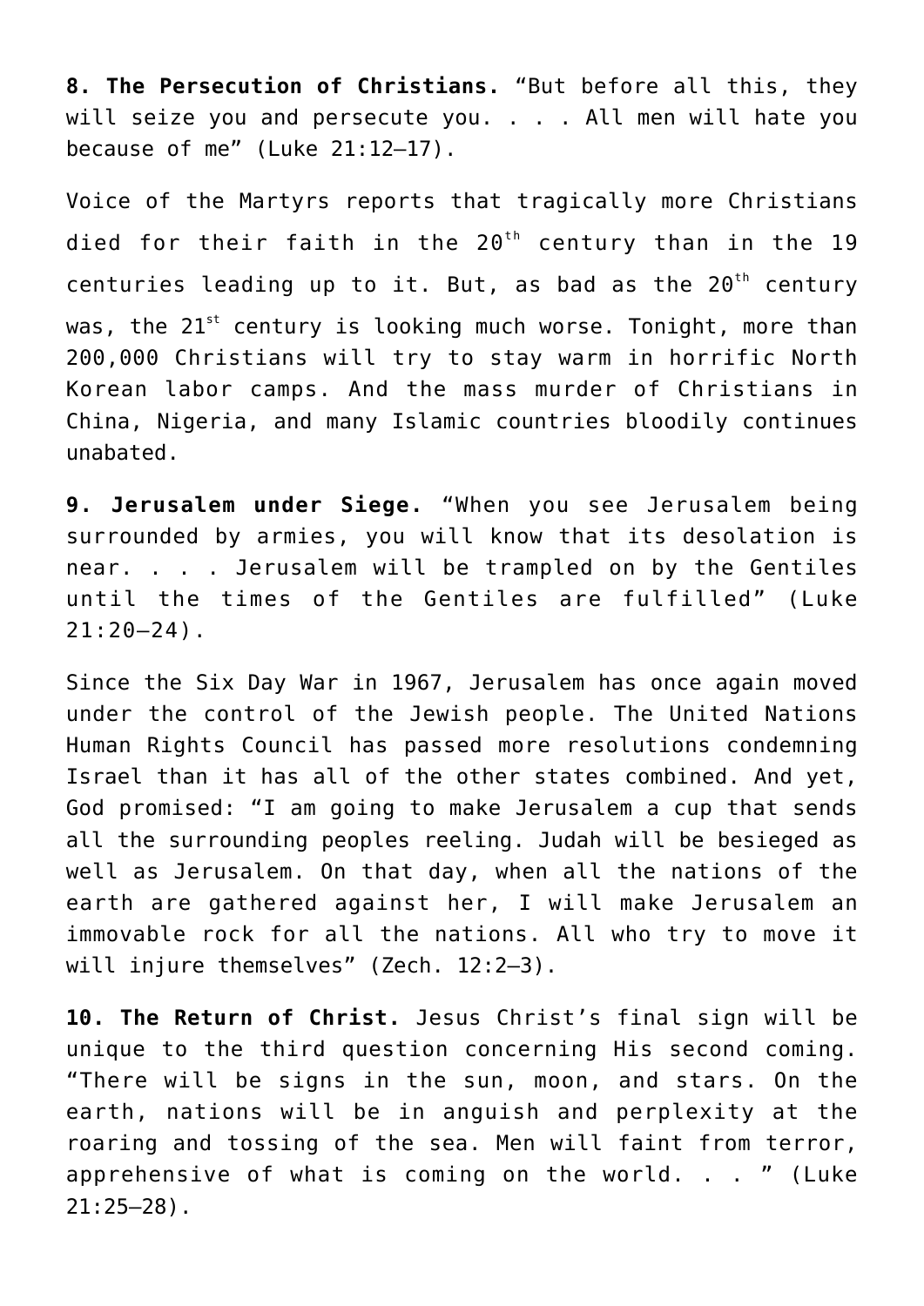**8. The Persecution of Christians.** "But before all this, they will seize you and persecute you. . . . All men will hate you because of me" (Luke 21:12–17).

Voice of the Martyrs reports that tragically more Christians died for their faith in the 20th century than in the 19 centuries leading up to it. But, as bad as the 20th century was, the 21st century is looking much worse. Tonight, more than 200,000 Christians will try to stay warm in horrific North Korean labor camps. And the mass murder of Christians in China, Nigeria, and many Islamic countries bloodily continues unabated.

**9. Jerusalem under Siege.** "When you see Jerusalem being surrounded by armies, you will know that its desolation is near. . . . Jerusalem will be trampled on by the Gentiles until the times of the Gentiles are fulfilled" (Luke 21:20–24).

Since the Six Day War in 1967, Jerusalem has once again moved under the control of the Jewish people. The United Nations Human Rights Council has passed more resolutions condemning Israel than it has all of the other states combined. And yet, God promised: "I am going to make Jerusalem a cup that sends all the surrounding peoples reeling. Judah will be besieged as well as Jerusalem. On that day, when all the nations of the earth are gathered against her, I will make Jerusalem an immovable rock for all the nations. All who try to move it will injure themselves" (Zech. 12:2–3).

**10. The Return of Christ.** Jesus Christ's final sign will be unique to the third question concerning His second coming. "There will be signs in the sun, moon, and stars. On the earth, nations will be in anguish and perplexity at the roaring and tossing of the sea. Men will faint from terror, apprehensive of what is coming on the world. . . " (Luke 21:25–28).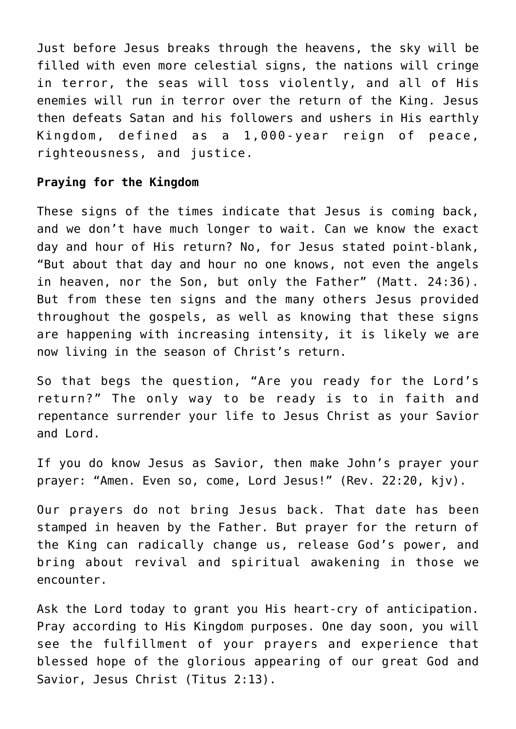Just before Jesus breaks through the heavens, the sky will be filled with even more celestial signs, the nations will cringe in terror, the seas will toss violently, and all of His enemies will run in terror over the return of the King. Jesus then defeats Satan and his followers and ushers in His earthly Kingdom, defined as a 1,000-year reign of peace, righteousness, and justice.

**Praying for the Kingdom**

These signs of the times indicate that Jesus is coming back, and we don't have much longer to wait. Can we know the exact day and hour of His return? No, for Jesus stated point-blank, "But about that day and hour no one knows, not even the angels in heaven, nor the Son, but only the Father" (Matt. 24:36). But from these ten signs and the many others Jesus provided throughout the gospels, as well as knowing that these signs are happening with increasing intensity, it is likely we are now living in the season of Christ's return.

So that begs the question, "Are you ready for the Lord's return?" The only way to be ready is to in faith and repentance surrender your life to Jesus Christ as your Savior and Lord.

If you do know Jesus as Savior, then make John's prayer your prayer: "Amen. Even so, come, Lord Jesus!" (Rev. 22:20, kjv).

Our prayers do not bring Jesus back. That date has been stamped in heaven by the Father. But prayer for the return of the King can radically change us, release God's power, and bring about revival and spiritual awakening in those we encounter.

Ask the Lord today to grant you His heart-cry of anticipation. Pray according to His Kingdom purposes. One day soon, you will see the fulfillment of your prayers and experience that blessed hope of the glorious appearing of our great God and Savior, Jesus Christ (Titus 2:13).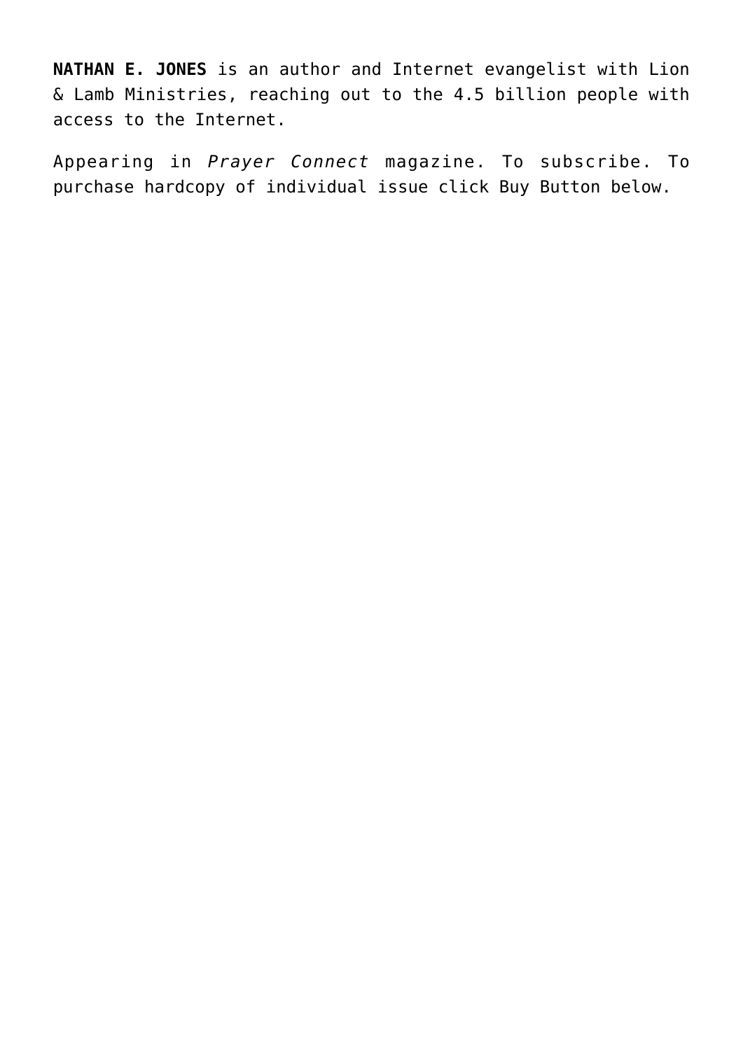**NATHAN E. JONES** is an author and Internet evangelist with Lion & Lamb Ministries, reaching out to the 4.5 billion people with access to the Internet.

Appearing in *Prayer Connect* magazine. To subscribe. To purchase hardcopy of individual issue click Buy Button below.